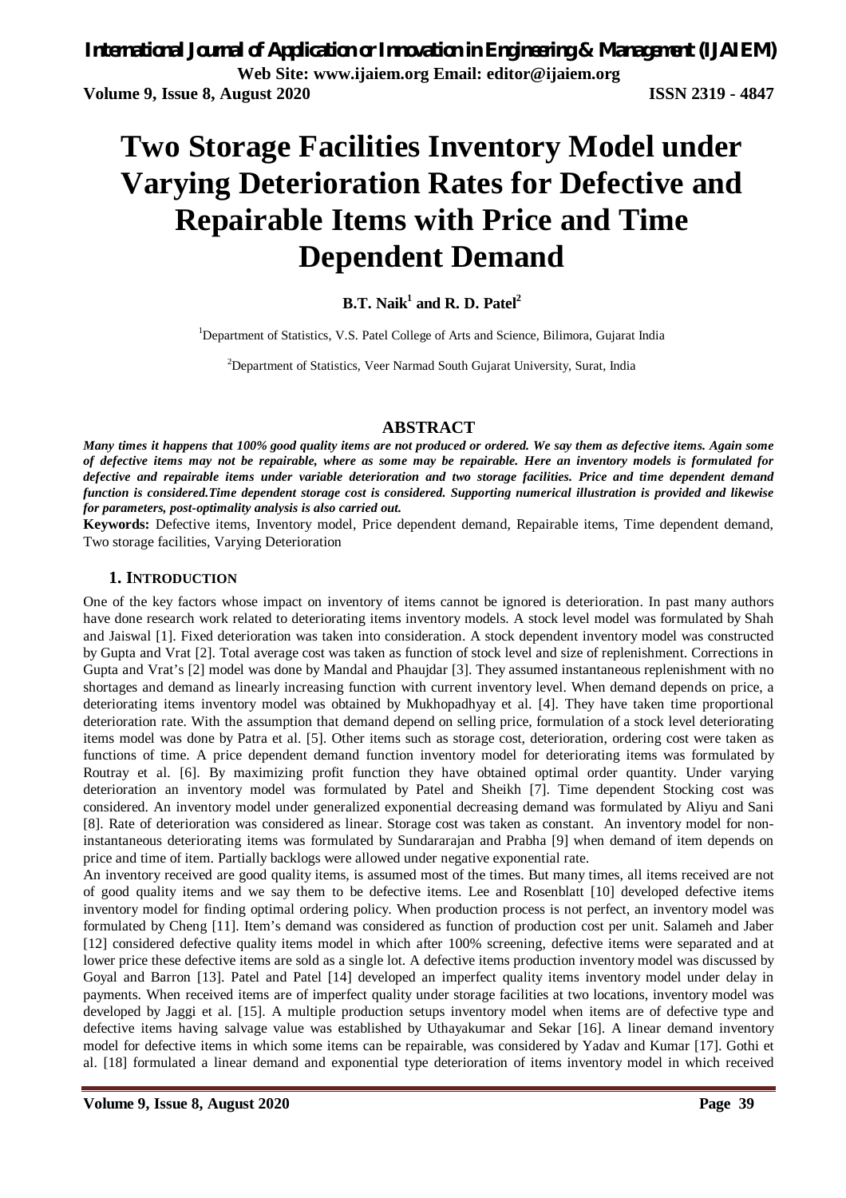# Two Storage Facilities Inventory Model under Varying Deterioration Rates for Defective and Repairable Items with Price and Time Dependent Demand

**B.T. Naik[1] and R. D. Patel[2]**

[1]Department of Statistics, V.S. Patel College of Arts and Science, Bilimora, Gujarat India

[2]Department of Statistics, Veer Narmad South Gujarat University, Surat, India

## ABSTRACT

***Many times it happens that 100% good quality items are not produced or ordered. We say them as defective items. Again some of defective items may not be repairable, where as some may be repairable. Here an inventory models is formulated for defective and repairable items under variable deterioration and two storage facilities. Price and time dependent demand function is considered.Time dependent storage cost is considered. Supporting numerical illustration is provided and likewise for parameters, post-optimality analysis is also carried out.***

**Keywords:** Defective items, Inventory model, Price dependent demand, Repairable items, Time dependent demand, Two storage facilities, Varying Deterioration

## 1. INTRODUCTION

One of the key factors whose impact on inventory of items cannot be ignored is deterioration. In past many authors have done research work related to deteriorating items inventory models. A stock level model was formulated by Shah and Jaiswal [1]. Fixed deterioration was taken into consideration. A stock dependent inventory model was constructed by Gupta and Vrat [2]. Total average cost was taken as function of stock level and size of replenishment. Corrections in Gupta and Vrat's [2] model was done by Mandal and Phaujdar [3]. They assumed instantaneous replenishment with no shortages and demand as linearly increasing function with current inventory level. When demand depends on price, a deteriorating items inventory model was obtained by Mukhopadhyay et al. [4]. They have taken time proportional deterioration rate. With the assumption that demand depend on selling price, formulation of a stock level deteriorating items model was done by Patra et al. [5]. Other items such as storage cost, deterioration, ordering cost were taken as functions of time. A price dependent demand function inventory model for deteriorating items was formulated by Routray et al. [6]. By maximizing profit function they have obtained optimal order quantity. Under varying deterioration an inventory model was formulated by Patel and Sheikh [7]. Time dependent Stocking cost was considered. An inventory model under generalized exponential decreasing demand was formulated by Aliyu and Sani [8]. Rate of deterioration was considered as linear. Storage cost was taken as constant. An inventory model for non-instantaneous deteriorating items was formulated by Sundararajan and Prabha [9] when demand of item depends on price and time of item. Partially backlogs were allowed under negative exponential rate.

An inventory received are good quality items, is assumed most of the times. But many times, all items received are not of good quality items and we say them to be defective items. Lee and Rosenblatt [10] developed defective items inventory model for finding optimal ordering policy. When production process is not perfect, an inventory model was formulated by Cheng [11]. Item's demand was considered as function of production cost per unit. Salameh and Jaber [12] considered defective quality items model in which after 100% screening, defective items were separated and at lower price these defective items are sold as a single lot. A defective items production inventory model was discussed by Goyal and Barron [13]. Patel and Patel [14] developed an imperfect quality items inventory model under delay in payments. When received items are of imperfect quality under storage facilities at two locations, inventory model was developed by Jaggi et al. [15]. A multiple production setups inventory model when items are of defective type and defective items having salvage value was established by Uthayakumar and Sekar [16]. A linear demand inventory model for defective items in which some items can be repairable, was considered by Yadav and Kumar [17]. Gothi et al. [18] formulated a linear demand and exponential type deterioration of items inventory model in which received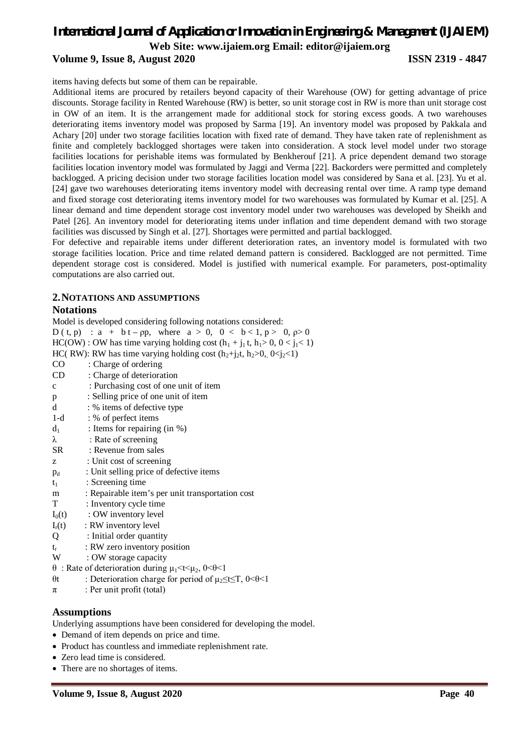items having defects but some of them can be repairable.

Additional items are procured by retailers beyond capacity of their Warehouse (OW) for getting advantage of price discounts. Storage facility in Rented Warehouse (RW) is better, so unit storage cost in RW is more than unit storage cost in OW of an item. It is the arrangement made for additional stock for storing excess goods. A two warehouses deteriorating items inventory model was proposed by Sarma [19]. An inventory model was proposed by Pakkala and Achary [20] under two storage facilities location with fixed rate of demand. They have taken rate of replenishment as finite and completely backlogged shortages were taken into consideration. A stock level model under two storage facilities locations for perishable items was formulated by Benkherouf [21]. A price dependent demand two storage facilities location inventory model was formulated by Jaggi and Verma [22]. Backorders were permitted and completely backlogged. A pricing decision under two storage facilities location model was considered by Sana et al. [23]. Yu et al. [24] gave two warehouses deteriorating items inventory model with decreasing rental over time. A ramp type demand and fixed storage cost deteriorating items inventory model for two warehouses was formulated by Kumar et al. [25]. A linear demand and time dependent storage cost inventory model under two warehouses was developed by Sheikh and Patel [26]. An inventory model for deteriorating items under inflation and time dependent demand with two storage facilities was discussed by Singh et al. [27]. Shortages were permitted and partial backlogged.

For defective and repairable items under different deterioration rates, an inventory model is formulated with two storage facilities location. Price and time related demand pattern is considered. Backlogged are not permitted. Time dependent storage cost is considered. Model is justified with numerical example. For parameters, post-optimality computations are also carried out.

## 2. NOTATIONS AND ASSUMPTIONS

### Notations

Model is developed considering following notations considered:

- $D(t, p)$ : $a + bt - \rho p$, where $a > 0$, $0 < b < 1$, $p > 0$, $\rho > 0$
- HC(OW) : OW has time varying holding cost ($h_1 + j_1 t$, $h_1 > 0$, $0 < j_1 < 1$)
- HC( RW): RW has time varying holding cost ($h_2 + j_2 t$, $h_2 > 0$, $0 < j_2 < 1$)
- CO : Charge of ordering
- CD : Charge of deterioration
- c : Purchasing cost of one unit of item
- p : Selling price of one unit of item
- d : % items of defective type
- 1-d : % of perfect items
- $d_1$ : Items for repairing (in %)
- $\lambda$ : Rate of screening
- SR : Revenue from sales
- z : Unit cost of screening
- $p_d$ : Unit selling price of defective items
- $t_1$ : Screening time
- m : Repairable item's per unit transportation cost
- T : Inventory cycle time
- $I_0(t)$ : OW inventory level
- $I_r(t)$ : RW inventory level
- Q : Initial order quantity
- $t_r$ : RW zero inventory position
- W : OW storage capacity
- $\theta$ : Rate of deterioration during $\mu_1 < t < \mu_2$, $0 < \theta < 1$
- $\theta t$ : Deterioration charge for period of $\mu_2 \le t \le T$, $0 < \theta < 1$
- $\pi$ : Per unit profit (total)

### Assumptions

Underlying assumptions have been considered for developing the model.

- Demand of item depends on price and time.
- Product has countless and immediate replenishment rate.
- Zero lead time is considered.
- There are no shortages of items.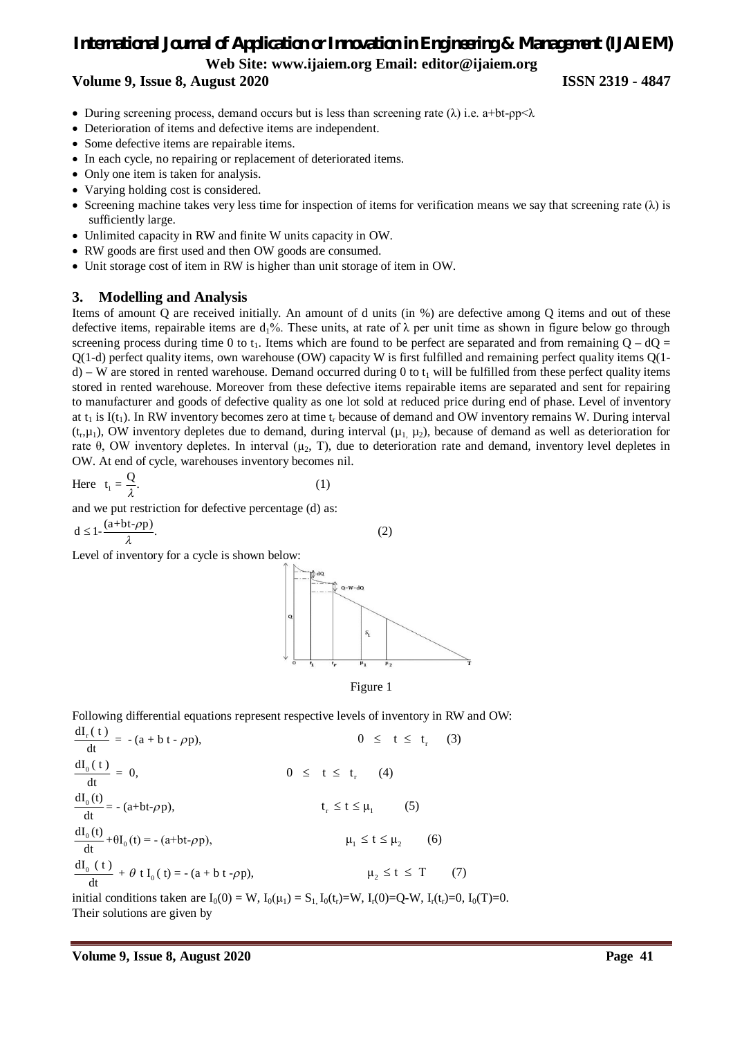- During screening process, demand occurs but is less than screening rate (λ) i.e. $a+bt-\rho p<\lambda$
- Deterioration of items and defective items are independent.
- Some defective items are repairable items.
- In each cycle, no repairing or replacement of deteriorated items.
- Only one item is taken for analysis.
- Varying holding cost is considered.
- Screening machine takes very less time for inspection of items for verification means we say that screening rate (λ) is sufficiently large.
- Unlimited capacity in RW and finite W units capacity in OW.
- RW goods are first used and then OW goods are consumed.
- Unit storage cost of item in RW is higher than unit storage of item in OW.

## 3. Modelling and Analysis

Items of amount Q are received initially. An amount of d units (in %) are defective among Q items and out of these defective items, repairable items are $d_1$%. These units, at rate of λ per unit time as shown in figure below go through screening process during time 0 to $t_1$. Items which are found to be perfect are separated and from remaining $Q - dQ = Q(1-d)$ perfect quality items, own warehouse (OW) capacity W is first fulfilled and remaining perfect quality items $Q(1-d) - W$ are stored in rented warehouse. Demand occurred during 0 to $t_1$ will be fulfilled from these perfect quality items stored in rented warehouse. Moreover from these defective items repairable items are separated and sent for repairing to manufacturer and goods of defective quality as one lot sold at reduced price during end of phase. Level of inventory at $t_1$ is $I(t_1)$. In RW inventory becomes zero at time $t_r$ because of demand and OW inventory remains W. During interval $(t_r,\mu_1)$, OW inventory depletes due to demand, during interval $(\mu_1, \mu_2)$, because of demand as well as deterioration for rate θ, OW inventory depletes. In interval $(\mu_2, T)$, due to deterioration rate and demand, inventory level depletes in OW. At end of cycle, warehouses inventory becomes nil.

Here $$t_1 = \frac{Q}{\lambda}. \tag{1}$$

and we put restriction for defective percentage (d) as:

$$d \le 1-\frac{(a+bt-\rho p)}{\lambda}. \tag{2}$$

Level of inventory for a cycle is shown below:

Figure 1

Following differential equations represent respective levels of inventory in RW and OW:

$$\frac{dI_r(t)}{dt} = -(a+bt-\rho p), \qquad 0 \le t \le t_r \tag{3}$$

$$\frac{dI_0(t)}{dt} = 0, \qquad 0 \le t \le t_r \tag{4}$$

$$\frac{dI_0(t)}{dt} = -(a+bt-\rho p), \qquad t_r \le t \le \mu_1 \tag{5}$$

$$\frac{dI_0(t)}{dt} + \theta I_0(t) = -(a+bt-\rho p), \qquad \mu_1 \le t \le \mu_2 \tag{6}$$

$$\frac{dI_0(t)}{dt} + \theta t I_0(t) = -(a+bt-\rho p), \qquad \mu_2 \le t \le T \tag{7}$$

initial conditions taken are $I_0(0) = W$, $I_0(\mu_1) = S_1$, $I_0(t_r)=W$, $I_r(0)=Q-W$, $I_r(t_r)=0$, $I_0(T)=0$.
Their solutions are given by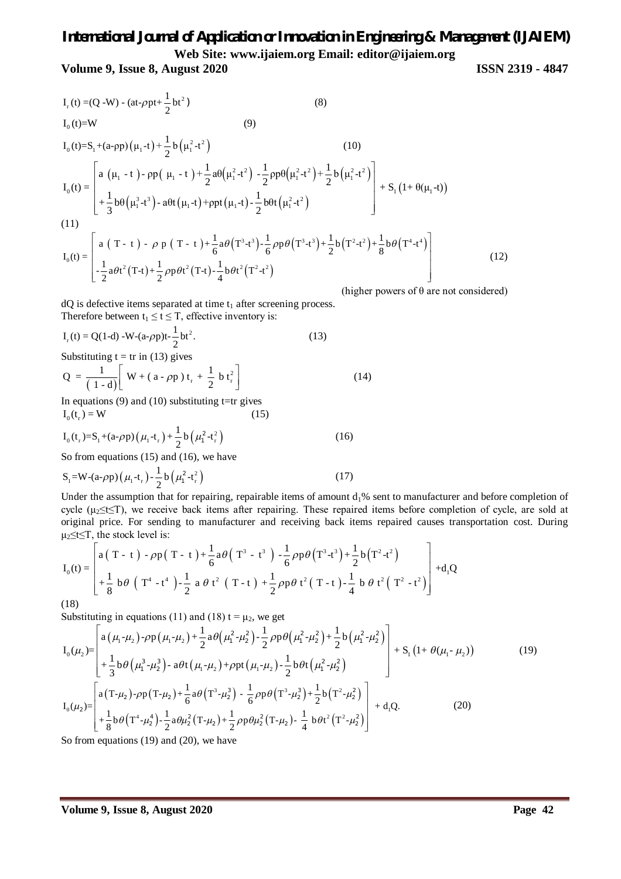$$I_r(t) = (Q - W) - (at - \rho pt + \frac{1}{2}bt^2) \quad (8)$$

$$I_0(t) = W \quad (9)$$

$$I_0(t) = S_1 + (a - \rho p)(\mu_1 - t) + \frac{1}{2}b(\mu_1^2 - t^2) \quad (10)$$

$$I_0(t) = \begin{bmatrix} a(\mu_1 - t) - \rho p(\mu_1 - t) + \frac{1}{2}a\theta(\mu_1^2 - t^2) - \frac{1}{2}\rho p\theta(\mu_1^2 - t^2) + \frac{1}{2}b(\mu_1^2 - t^2) \\ + \frac{1}{3}b\theta(\mu_1^3 - t^3) - a\theta t(\mu_1 - t) + \rho pt(\mu_1 - t) - \frac{1}{2}b\theta t(\mu_1^2 - t^2) \end{bmatrix} + S_1(1 + \theta(\mu_1 - t))$$

(11)

$$I_0(t) = \begin{bmatrix} a(T - t) - \rho p(T - t) + \frac{1}{6}a\theta(T^3 - t^3) - \frac{1}{6}\rho p\theta(T^3 - t^3) + \frac{1}{2}b(T^2 - t^2) + \frac{1}{8}b\theta(T^4 - t^4) \\ - \frac{1}{2}a\theta t^2(T - t) + \frac{1}{2}\rho p\theta t^2(T - t) - \frac{1}{4}b\theta t^2(T^2 - t^2) \end{bmatrix} \quad (12)$$

(higher powers of $\theta$ are not considered)

dQ is defective items separated at time $t_1$ after screening process.
Therefore between $t_1 \le t \le T$, effective inventory is:

$$I_r(t) = Q(1 - d) - W - (a - \rho p)t - \frac{1}{2}bt^2. \quad (13)$$

Substituting t = tr in (13) gives

$$Q = \frac{1}{(1 - d)}\left[W + (a - \rho p)t_r + \frac{1}{2}bt_r^2\right] \quad (14)$$

In equations (9) and (10) substituting t=tr gives

$$I_0(t_r) = W \quad (15)$$

$$I_0(t_r) = S_1 + (a - \rho p)(\mu_1 - t_r) + \frac{1}{2}b(\mu_1^2 - t_r^2) \quad (16)$$

So from equations (15) and (16), we have

$$S_1 = W - (a - \rho p)(\mu_1 - t_r) - \frac{1}{2}b(\mu_1^2 - t_r^2) \quad (17)$$

Under the assumption that for repairing, repairable items of amount $d_1$% sent to manufacturer and before completion of cycle ($\mu_2 \le t \le T$), we receive back items after repairing. These repaired items before completion of cycle, are sold at original price. For sending to manufacturer and receiving back items repaired causes transportation cost. During $\mu_2 \le t \le T$, the stock level is:

$$I_0(t) = \begin{bmatrix} a(T - t) - \rho p(T - t) + \frac{1}{6}a\theta(T^3 - t^3) - \frac{1}{6}\rho p\theta(T^3 - t^3) + \frac{1}{2}b(T^2 - t^2) \\ + \frac{1}{8}b\theta(T^4 - t^4) - \frac{1}{2}a\theta t^2(T - t) + \frac{1}{2}\rho p\theta t^2(T - t) - \frac{1}{4}b\theta t^2(T^2 - t^2) \end{bmatrix} + d_1Q$$

(18)

Substituting in equations (11) and (18) t = $\mu_2$, we get

$$I_0(\mu_2) = \begin{bmatrix} a(\mu_1 - \mu_2) - \rho p(\mu_1 - \mu_2) + \frac{1}{2}a\theta(\mu_1^2 - \mu_2^2) - \frac{1}{2}\rho p\theta(\mu_1^2 - \mu_2^2) + \frac{1}{2}b(\mu_1^2 - \mu_2^2) \\ + \frac{1}{3}b\theta(\mu_1^3 - \mu_2^3) - a\theta t(\mu_1 - \mu_2) + \rho pt(\mu_1 - \mu_2) - \frac{1}{2}b\theta t(\mu_1^2 - \mu_2^2) \end{bmatrix} + S_1(1 + \theta(\mu_1 - \mu_2)) \quad (19)$$

$$I_0(\mu_2) = \begin{bmatrix} a(T - \mu_2) - \rho p(T - \mu_2) + \frac{1}{6}a\theta(T^3 - \mu_2^3) - \frac{1}{6}\rho p\theta(T^3 - \mu_2^3) + \frac{1}{2}b(T^2 - \mu_2^2) \\ + \frac{1}{8}b\theta(T^4 - \mu_2^4) - \frac{1}{2}a\theta\mu_2^2(T - \mu_2) + \frac{1}{2}\rho p\theta\mu_2^2(T - \mu_2) - \frac{1}{4}b\theta t^2(T^2 - \mu_2^2) \end{bmatrix} + d_1Q. \quad (20)$$

So from equations (19) and (20), we have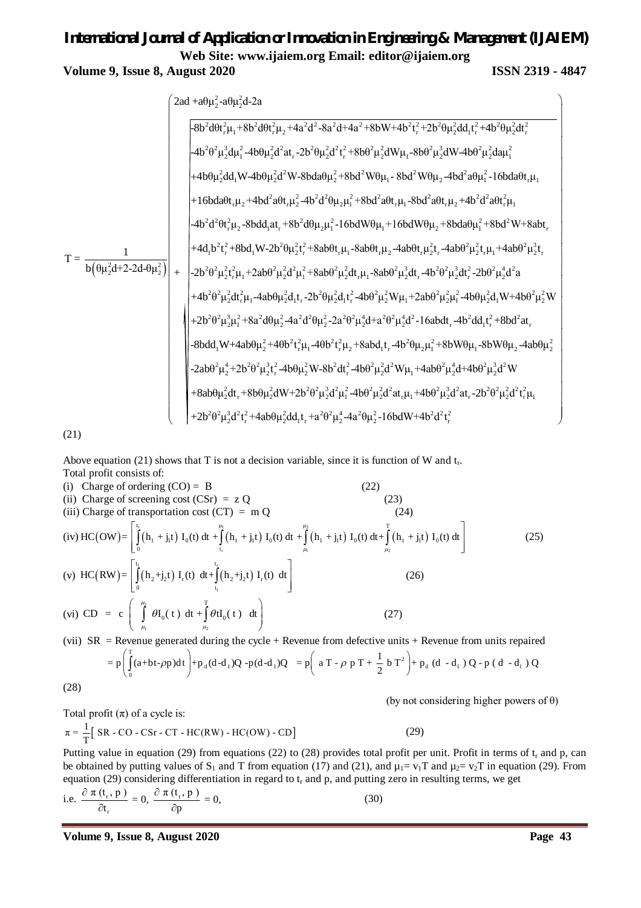$$T = \frac{1}{b\left(\theta\mu_2^2 d+2-2d-\theta\mu_2^2\right)}\left(\begin{array}{l} 2ad + a\theta\mu_2^2 - a\theta\mu_2^2 d - 2a \\ + \sqrt{\begin{array}{l} -8b^2 d\theta t_r^2\mu_1 + 8b^2 d\theta t_r^2\mu_2 + 4a^2d^2 - 8a^2d + 4a^2 + 8bW + 4b^2t_r^2 + 2b^2\theta\mu_2^2 dd_1 t_r^2 + 4b^2\theta\mu_2^2 dt_r^2 \\ -4b^2\theta^2\mu_2^3 d\mu_1^2 - 4b\theta\mu_2^2 d^2 at_r - 2b^2\theta\mu_2^2 d^2 t_r^2 + 8b\theta\mu_2^2 dW\mu_1 - 8b\theta^2\mu_2^3 dW - 4b\theta^2\mu_2^2 da\mu_1^2 \\ +4b\theta\mu_2^2 dd_1 W - 4b\theta\mu_2^2 d^2 W - 8bda\theta\mu_2^2 + 8bd^2 W\theta\mu_1 - 8bd^2 W\theta\mu_2 - 4bd^2 a\theta\mu_1^2 - 16bda\theta t_r\mu_1 \\ +16bda\theta t_r\mu_2 + 4bd^2 a\theta t_r\mu_2^2 - 4b^2 d^2\theta\mu_2\mu_1^2 + 8bd^2 a\theta t_r\mu_1 - 8bd^2 a\theta t_r\mu_2 + 4b^2 d^2 a\theta t_r^2\mu_1 \\ -4b^2 d^2\theta t_r^2\mu_2 - 8bdd_1 at_r + 8b^2 d\theta\mu_2\mu_1^2 - 16bdW\theta\mu_1 + 16bdW\theta\mu_2 + 8bda\theta\mu_1^2 + 8bd^2 W + 8abt_r \\ +4d_1 b^2 t_r^2 + 8bd_1 W - 2b^2\theta\mu_2^2 t_r^2 + 8ab\theta t_r\mu_1 - 8ab\theta t_r\mu_2 - 4ab\theta t_r\mu_2^2 t_r - 4ab\theta^2\mu_2^2 t_r\mu_1 + 4ab\theta^2\mu_2^3 t_r \\ -2b^2\theta^2\mu_2^2 t_r^2\mu_1 + 2ab\theta^2\mu_2^2 d^2\mu_1^2 + 8ab\theta^2\mu_2^2 dt_r\mu_1 - 8ab\theta^2\mu_2^3 dt_r - 4b^2\theta^2\mu_2^3 dt_r^2 - 2b\theta^2\mu_2^4 d^2 a \\ +4b^2\theta^2\mu_2^2 dt_r^2\mu_1 - 4ab\theta\mu_2^2 d_1 t_r - 2b^2\theta\mu_2^2 d_1 t_r^2 - 4b\theta^2\mu_2^2 W\mu_1 + 2ab\theta^2\mu_2^2\mu_1^2 - 4b\theta\mu_2^2 d_1 W + 4b\theta^2\mu_2^2 W \\ +2b^2\theta^2\mu_2^3\mu_1^2 + 8a^2 d\theta\mu_2^2 - 4a^2 d^2\theta\mu_2^2 - 2a^2\theta^2\mu_2^4 d + a^2\theta^2\mu_2^4 d^2 - 16abdt_r - 4b^2 dd_1 t_r^2 + 8bd^2 at_r \\ -8bdd_1 W + 4ab\theta\mu_2^2 + 4\theta b^2 t_r^2\mu_1 - 4\theta b^2 t_r^2\mu_2 + 8abd_1 t_r - 4b^2\theta\mu_2\mu_1^2 + 8bW\theta\mu_1 - 8bW\theta\mu_2 - 4ab\theta\mu_2^2 \\ -2ab\theta^2\mu_2^4 + 2b^2\theta^2\mu_2^3 t_r^2 - 4b\theta\mu_2^2 W - 8b^2 dt_r^2 - 4b\theta^2\mu_2^2 d^2 W\mu_1 + 4ab\theta^2\mu_2^4 d + 4b\theta^2\mu_2^3 d^2 W \\ +8ab\theta\mu_2^2 dt_r + 8b\theta\mu_2^2 dW + 2b^2\theta^2\mu_2^3 d^2\mu_1^2 - 4b\theta^2\mu_2^2 d^2 at_r\mu_1 + 4b\theta^2\mu_2^3 d^2 at_r - 2b^2\theta^2\mu_2^2 d^2 t_r^2\mu_1 \\ +2b^2\theta^2\mu_2^3 d^2 t_r^2 + 4ab\theta\mu_2^2 dd_1 t_r + a^2\theta^2\mu_2^4 - 4a^2\theta\mu_2^2 - 16bdW + 4b^2 d^2 t_r^2 \end{array}} \end{array}\right)$$

(21)

Above equation (21) shows that T is not a decision variable, since it is function of W and $t_r$.

Total profit consists of:

(i) Charge of ordering (CO) = B (22)

(ii) Charge of screening cost (CSr) = z Q (23)

(iii) Charge of transportation cost (CT) = m Q (24)

(iv) $$HC(OW) = \left[\int_0^{t_r}(h_1 + j_1 t)\, I_0(t)\, dt + \int_{t_r}^{\mu_1}(h_1 + j_1 t)\, I_0(t)\, dt + \int_{\mu_1}^{\mu_2}(h_1 + j_1 t)\, I_0(t)\, dt + \int_{\mu_2}^{T}(h_1 + j_1 t)\, I_0(t)\, dt\right] \quad (25)$$

(v) $$HC(RW) = \left[\int_0^{t_1}(h_2 + j_2 t)\, I_r(t)\, dt + \int_{t_1}^{t_r}(h_2 + j_2 t)\, I_r(t)\, dt\right] \quad (26)$$

(vi) $$CD = c\left(\int_{\mu_1}^{\mu_2}\theta I_0(t)\, dt + \int_{\mu_2}^{T}\theta t I_0(t)\, dt\right) \quad (27)$$

(vii) SR = Revenue generated during the cycle + Revenue from defective units + Revenue from units repaired

$$= p\left(\int_0^T (a + bt - \rho p)dt\right) + p_d(d - d_1)Q - p(d - d_1)Q = p\left(aT - \rho pT + \frac{1}{2}bT^2\right) + p_d(d - d_1)Q - p(d - d_1)Q$$

(28)

(by not considering higher powers of θ)

Total profit (π) of a cycle is:

$$\pi = \frac{1}{T}\left[SR - CO - CSr - CT - HC(RW) - HC(OW) - CD\right] \quad (29)$$

Putting value in equation (29) from equations (22) to (28) provides total profit per unit. Profit in terms of $t_r$ and p, can be obtained by putting values of $S_1$ and T from equation (17) and (21), and $\mu_1 = v_1 T$ and $\mu_2 = v_2 T$ in equation (29). From equation (29) considering differentiation in regard to $t_r$ and p, and putting zero in resulting terms, we get

i.e. $$\frac{\partial \pi(t_r, p)}{\partial t_r} = 0,\ \frac{\partial \pi(t_r, p)}{\partial p} = 0, \quad (30)$$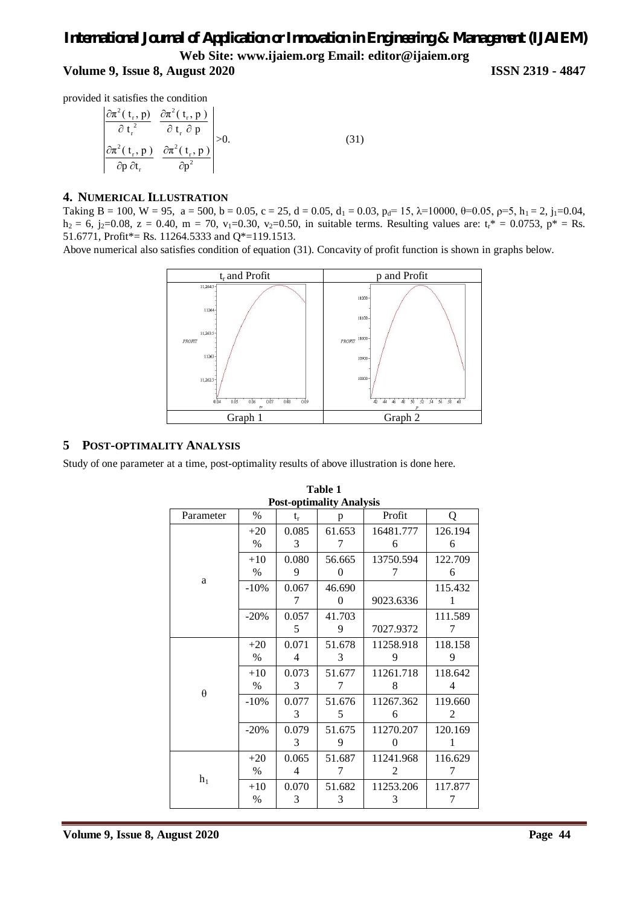provided it satisfies the condition

$$\begin{vmatrix} \frac{\partial \pi^2(t_r, p)}{\partial t_r^2} & \frac{\partial \pi^2(t_r, p)}{\partial t_r \partial p} \\ \frac{\partial \pi^2(t_r, p)}{\partial p \partial t_r} & \frac{\partial \pi^2(t_r, p)}{\partial p^2} \end{vmatrix} > 0. \tag{31}$$

## 4. NUMERICAL ILLUSTRATION

Taking B = 100, W = 95, a = 500, b = 0.05, c = 25, d = 0.05, $d_1$ = 0.03, $p_d$= 15, $\lambda$=10000, $\theta$=0.05, $\rho$=5, $h_1$ = 2, $j_1$=0.04, $h_2$ = 6, $j_2$=0.08, z = 0.40, m = 70, $v_1$=0.30, $v_2$=0.50, in suitable terms. Resulting values are: $t_r^*$ = 0.0753, p* = Rs. 51.6771, Profit*= Rs. 11264.5333 and Q*=119.1513.

Above numerical also satisfies condition of equation (31). Concavity of profit function is shown in graphs below.

| $t_r$ and Profit | p and Profit |
|---|---|
| Graph 1 | Graph 2 |

## 5 POST-OPTIMALITY ANALYSIS

Study of one parameter at a time, post-optimality results of above illustration is done here.

**Table 1**
**Post-optimality Analysis**

| Parameter | % | $t_r$ | p | Profit | Q |
|---|---|---|---|---|---|
| a | +20 % | 0.0853 | 61.6537 | 16481.7776 | 126.1946 |
| | +10 % | 0.0809 | 56.6650 | 13750.5947 | 122.7096 |
| | -10% | 0.0677 | 46.6900 | 9023.6336 | 115.4321 |
| | -20% | 0.0575 | 41.7039 | 7027.9372 | 111.5897 |
| $\theta$ | +20 % | 0.0714 | 51.6783 | 11258.9189 | 118.1589 |
| | +10 % | 0.0733 | 51.6777 | 11261.7188 | 118.6424 |
| | -10% | 0.0773 | 51.6765 | 11267.3626 | 119.6602 |
| | -20% | 0.0793 | 51.6759 | 11270.2070 | 120.1691 |
| $h_1$ | +20 % | 0.0654 | 51.6877 | 11241.9682 | 116.6297 |
| | +10 % | 0.0703 | 51.6823 | 11253.2063 | 117.8777 |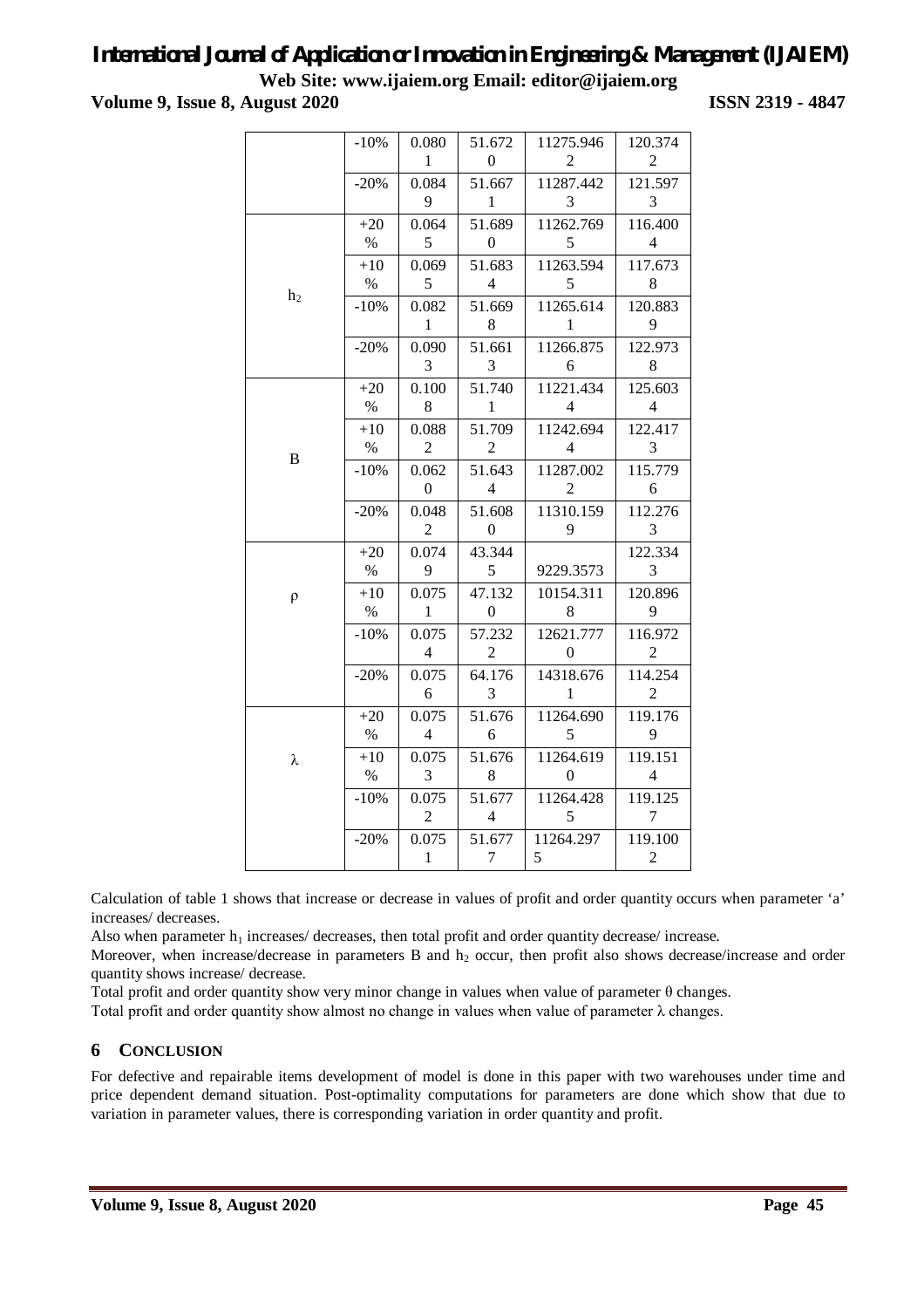| | -10% | 0.0801 | 51.6720 | 11275.9462 | 120.3742 |
|---|---|---|---|---|---|
| | -20% | 0.0849 | 51.6671 | 11287.4423 | 121.5973 |
| $h_2$ | +20% | 0.0645 | 51.6890 | 11262.7695 | 116.4004 |
| | +10% | 0.0695 | 51.6834 | 11263.5945 | 117.6738 |
| | -10% | 0.0821 | 51.6698 | 11265.6141 | 120.8839 |
| | -20% | 0.0903 | 51.6613 | 11266.8756 | 122.9738 |
| B | +20% | 0.1008 | 51.7401 | 11221.4344 | 125.6034 |
| | +10% | 0.0882 | 51.7092 | 11242.6944 | 122.4173 |
| | -10% | 0.0620 | 51.6434 | 11287.0022 | 115.7796 |
| | -20% | 0.0482 | 51.6080 | 11310.1599 | 112.2763 |
| ρ | +20% | 0.0749 | 43.3445 | 9229.3573 | 122.3343 |
| | +10% | 0.0751 | 47.1320 | 10154.3118 | 120.8969 |
| | -10% | 0.0754 | 57.2322 | 12621.7770 | 116.9722 |
| | -20% | 0.0756 | 64.1763 | 14318.6761 | 114.2542 |
| λ | +20% | 0.0754 | 51.6766 | 11264.6905 | 119.1769 |
| | +10% | 0.0753 | 51.6768 | 11264.6190 | 119.1514 |
| | -10% | 0.0752 | 51.6774 | 11264.4285 | 119.1257 |
| | -20% | 0.0751 | 51.6777 | 11264.2975 | 119.1002 |

Calculation of table 1 shows that increase or decrease in values of profit and order quantity occurs when parameter 'a' increases/ decreases.

Also when parameter $h_1$ increases/ decreases, then total profit and order quantity decrease/ increase.

Moreover, when increase/decrease in parameters B and $h_2$ occur, then profit also shows decrease/increase and order quantity shows increase/ decrease.

Total profit and order quantity show very minor change in values when value of parameter θ changes.

Total profit and order quantity show almost no change in values when value of parameter λ changes.

## 6 CONCLUSION

For defective and repairable items development of model is done in this paper with two warehouses under time and price dependent demand situation. Post-optimality computations for parameters are done which show that due to variation in parameter values, there is corresponding variation in order quantity and profit.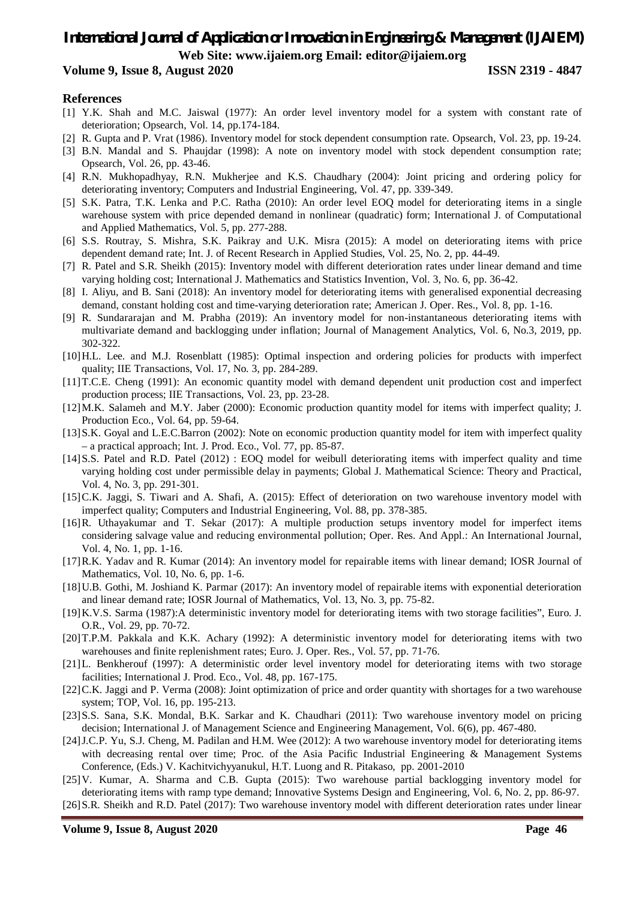## References

[1] Y.K. Shah and M.C. Jaiswal (1977): An order level inventory model for a system with constant rate of deterioration; Opsearch, Vol. 14, pp.174-184.

[2] R. Gupta and P. Vrat (1986). Inventory model for stock dependent consumption rate. Opsearch, Vol. 23, pp. 19-24.

[3] B.N. Mandal and S. Phaujdar (1998): A note on inventory model with stock dependent consumption rate; Opsearch, Vol. 26, pp. 43-46.

[4] R.N. Mukhopadhyay, R.N. Mukherjee and K.S. Chaudhary (2004): Joint pricing and ordering policy for deteriorating inventory; Computers and Industrial Engineering, Vol. 47, pp. 339-349.

[5] S.K. Patra, T.K. Lenka and P.C. Ratha (2010): An order level EOQ model for deteriorating items in a single warehouse system with price depended demand in nonlinear (quadratic) form; International J. of Computational and Applied Mathematics, Vol. 5, pp. 277-288.

[6] S.S. Routray, S. Mishra, S.K. Paikray and U.K. Misra (2015): A model on deteriorating items with price dependent demand rate; Int. J. of Recent Research in Applied Studies, Vol. 25, No. 2, pp. 44-49.

[7] R. Patel and S.R. Sheikh (2015): Inventory model with different deterioration rates under linear demand and time varying holding cost; International J. Mathematics and Statistics Invention, Vol. 3, No. 6, pp. 36-42.

[8] I. Aliyu, and B. Sani (2018): An inventory model for deteriorating items with generalised exponential decreasing demand, constant holding cost and time-varying deterioration rate; American J. Oper. Res., Vol. 8, pp. 1-16.

[9] R. Sundararajan and M. Prabha (2019): An inventory model for non-instantaneous deteriorating items with multivariate demand and backlogging under inflation; Journal of Management Analytics, Vol. 6, No.3, 2019, pp. 302-322.

[10] H.L. Lee. and M.J. Rosenblatt (1985): Optimal inspection and ordering policies for products with imperfect quality; IIE Transactions, Vol. 17, No. 3, pp. 284-289.

[11] T.C.E. Cheng (1991): An economic quantity model with demand dependent unit production cost and imperfect production process; IIE Transactions, Vol. 23, pp. 23-28.

[12] M.K. Salameh and M.Y. Jaber (2000): Economic production quantity model for items with imperfect quality; J. Production Eco., Vol. 64, pp. 59-64.

[13] S.K. Goyal and L.E.C.Barron (2002): Note on economic production quantity model for item with imperfect quality – a practical approach; Int. J. Prod. Eco., Vol. 77, pp. 85-87.

[14] S.S. Patel and R.D. Patel (2012) : EOQ model for weibull deteriorating items with imperfect quality and time varying holding cost under permissible delay in payments; Global J. Mathematical Science: Theory and Practical, Vol. 4, No. 3, pp. 291-301.

[15] C.K. Jaggi, S. Tiwari and A. Shafi, A. (2015): Effect of deterioration on two warehouse inventory model with imperfect quality; Computers and Industrial Engineering, Vol. 88, pp. 378-385.

[16] R. Uthayakumar and T. Sekar (2017): A multiple production setups inventory model for imperfect items considering salvage value and reducing environmental pollution; Oper. Res. And Appl.: An International Journal, Vol. 4, No. 1, pp. 1-16.

[17] R.K. Yadav and R. Kumar (2014): An inventory model for repairable items with linear demand; IOSR Journal of Mathematics, Vol. 10, No. 6, pp. 1-6.

[18] U.B. Gothi, M. Joshiand K. Parmar (2017): An inventory model of repairable items with exponential deterioration and linear demand rate; IOSR Journal of Mathematics, Vol. 13, No. 3, pp. 75-82.

[19] K.V.S. Sarma (1987):A deterministic inventory model for deteriorating items with two storage facilities", Euro. J. O.R., Vol. 29, pp. 70-72.

[20] T.P.M. Pakkala and K.K. Achary (1992): A deterministic inventory model for deteriorating items with two warehouses and finite replenishment rates; Euro. J. Oper. Res., Vol. 57, pp. 71-76.

[21] L. Benkherouf (1997): A deterministic order level inventory model for deteriorating items with two storage facilities; International J. Prod. Eco., Vol. 48, pp. 167-175.

[22] C.K. Jaggi and P. Verma (2008): Joint optimization of price and order quantity with shortages for a two warehouse system; TOP, Vol. 16, pp. 195-213.

[23] S.S. Sana, S.K. Mondal, B.K. Sarkar and K. Chaudhari (2011): Two warehouse inventory model on pricing decision; International J. of Management Science and Engineering Management, Vol. 6(6), pp. 467-480.

[24] J.C.P. Yu, S.J. Cheng, M. Padilan and H.M. Wee (2012): A two warehouse inventory model for deteriorating items with decreasing rental over time; Proc. of the Asia Pacific Industrial Engineering & Management Systems Conference, (Eds.) V. Kachitvichyyanukul, H.T. Luong and R. Pitakaso, pp. 2001-2010

[25] V. Kumar, A. Sharma and C.B. Gupta (2015): Two warehouse partial backlogging inventory model for deteriorating items with ramp type demand; Innovative Systems Design and Engineering, Vol. 6, No. 2, pp. 86-97.

[26] S.R. Sheikh and R.D. Patel (2017): Two warehouse inventory model with different deterioration rates under linear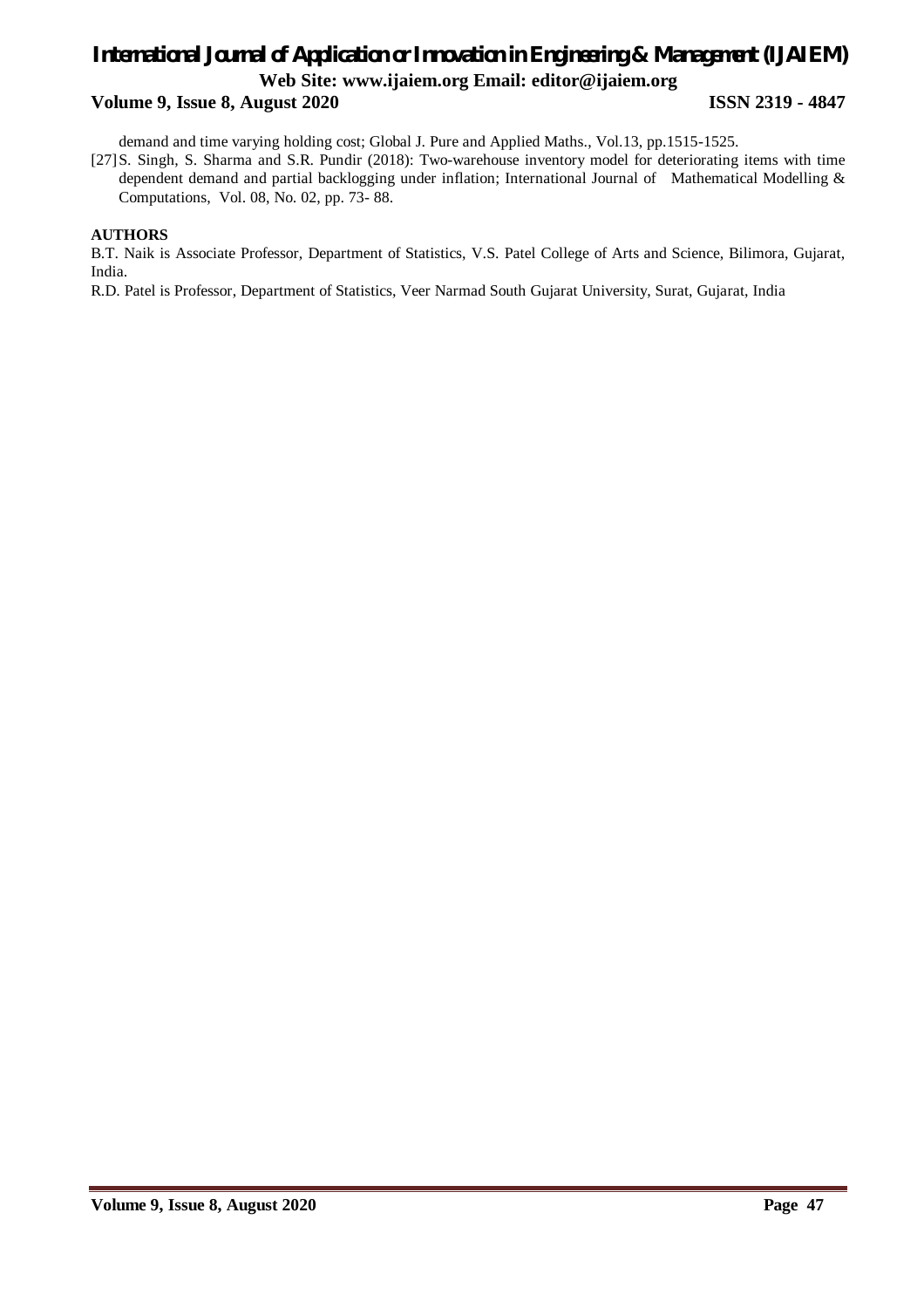demand and time varying holding cost; Global J. Pure and Applied Maths., Vol.13, pp.1515-1525.

[27] S. Singh, S. Sharma and S.R. Pundir (2018): Two-warehouse inventory model for deteriorating items with time dependent demand and partial backlogging under inflation; International Journal of Mathematical Modelling & Computations, Vol. 08, No. 02, pp. 73- 88.

**AUTHORS**

B.T. Naik is Associate Professor, Department of Statistics, V.S. Patel College of Arts and Science, Bilimora, Gujarat, India.

R.D. Patel is Professor, Department of Statistics, Veer Narmad South Gujarat University, Surat, Gujarat, India